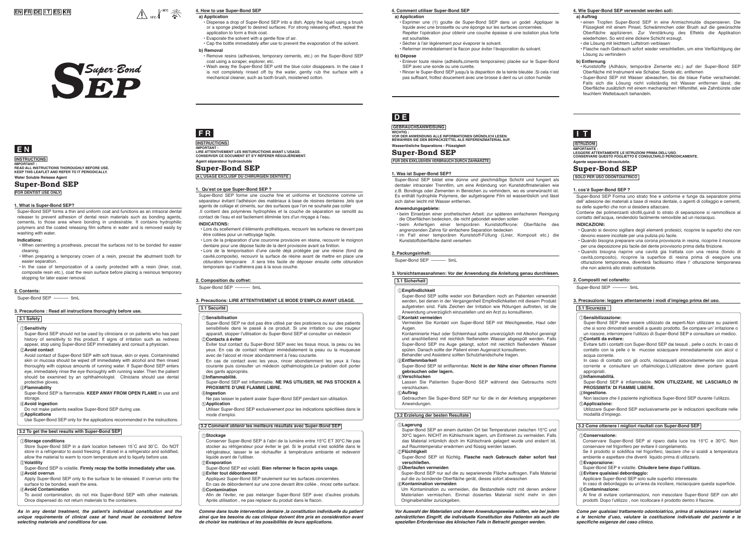EN FR DE IT ES KR

Super-Bond SEP

# EN

INSTRUCTIONS

IMPORTANT :
READ ALL INSTRUCTIONS THOROUGHLY BEFORE USE.
KEEP THIS LEAFLET AND REFER TO IT PERIODICALLY.

Water Soluble Release Agent

## Super-Bond SEP

FOR DENTIST USE ONLY

### 1. What is Super-Bond SEP?

Super-Bond SEP forms a thin and uniform coat and functions as an intraoral dental releaser to prevent adhesion of dental resin materials such as bonding agents, cements, to those area where bonding in undesirable. It contains hydrophilic polymers and the coated releasing film softens in water and is removed easily by washing with water.

**Indications:**

- When cementing a prosthesis, precoat the surfaces not to be bonded for easier cleaning.
- When preparing a temporary crown of a resin, precoat the abutment tooth for easier separation.
- In the case of temporization of a cavity protected with a resin (liner, coat, composite resin etc.), coat the resin surface before placing a resinous temporary stopping for later easier removal.

### 2. Contents:

Super-Bond SEP ---------- 5mL

### 3. Precautions : Read all instructions thoroughly before use.

**3.1 Safety**

①**Sensitivity**
Super-Bond SEP should not be used by clinicians or on patients who has past history of sensitivity to this product. If signs of irritation such as redness appear, stop using Super-Bond SEP immediately and consult a physician.

②**Avoid contact**
Avoid contact of Super-Bond SEP with soft tissue, skin or eyes. Contaminated skin or mucosa should be wiped off immediately with alcohol and then rinsed thoroughly with copious amounts of running water. If Super-Bond SEP enters eye, immediately rinse the eye thoroughly with running water. Then the patient should be examined by an ophthalmologist. Clinicians should use dental protective gloves.

③**Flammability**
Super-Bond SEP is flammable. **KEEP AWAY FROM OPEN FLAME** in use and storage.

④**Avoid ingestion**
Do not make patients swallow Super-Bond SEP during use.

⑤**Applications**
Use Super-Bond SEP only for the applications recommended in the instructions.

**3.2 To get the best results with Super-Bond SEP**

①**Storage conditions**
Store Super-Bond SEP in a dark location between 15˚C and 30˚C. Do NOT store in a refrigerator to avoid freezing. If stored in a refrigerator and solidified, allow the material to warm to room temperature and to liquefy before use.

②**Volatility**
Super-Bond SEP is volatile. **Firmly recap the bottle immediately after use.**

③**Avoid overrun**
Apply Super-Bond SEP only to the surface to be released. If overrun onto the surface to be bonded, wash the area.

④**Avoid Contamination**
To avoid contamination, do not mix Super-Bond SEP with other materials. Once dispensed do not return materials to the containers.

***As in any dental treatment, the patient's individual constitution and the unique requirements of clinical case at hand must be considered before selecting materials and conditions for use.***

### 4. How to use Super-Bond SEP

**a) Application**

- Dispense a drop of Super-Bond SEP into a dish. Apply the liquid using a brush or a sponge pledget to desired surfaces. For strong releasing effect, repeat the application to form a thick coat.
- Evaporate the solvent with a gentle flow of air.
- Cap the bottle immediately after use to prevent the evaporation of the solvent.

**b) Removal**

- Remove resins (adhesives, temporary cements, etc.) on the Super-Bond SEP coat using a scraper, explorer, etc.
- Wash away the Super-Bond SEP until the blue color disappears. In the case it is not completely rinsed off by the water, gently rub the surface with a mechanical cleaner, such as tooth brush, moistened cotton.

# FR

INSTRUCTIONS

IMPORTANT :
LIRE ATTENTIVEMENT LES INSTURUCTIONS AVANT L'USAGE.
CONSERVER CE DOCUMENT ET S'Y RÉFÉRER RÉGULIÈREMENT.

Agent séparateur hydrosoluble

## Super-Bond SEP

A L'USAGE EXCLUSIF DU CHIRURGIEN DENTISTE

### 1. Qu'est ce que Super-Bond SEP ?

Super-Bond SEP forme une couche fine et uniforme et fonctionne comme un séparateur évitant l'adhésion des matériaux à base de résines dentaires ,tels que agents de collage et ciments, sur des surfaces que l'on ne souhaite pas coller .Il contient des polymères hydrophiles et la couche de séparation se ramollit au contact de l'eau et est facilement éliminée lors d'un rinçage à l'eau.

**INDICATIONS:**

- Lors du scellement d'éléments prothétiques, recouvrir les surfaces ne devant pas être collées pour un nettoyage façile.
- Lors de la préparation d'une couronne provisoire en résine, recouvrir le moignon dentaire pour une dépose facile de la dent provisoire avant sa finition.
- Lors de la temporisation d'une cavité déjà protégée par une résine (fond de cavité,composite), recouvrir la surface de résine avant de mettre en place une obturation temporaire .Il sera très facile de déposer ensuite cette obturation temporaire qui n'adhèrera pas à la sous couche.

### 2. Composition du coffret:

Super-Bond SEP ---------- 5mL

### 3. Precautions: LIRE ATTENTIVEMENT LE MODE D'EMPLOI AVANT USAGE.

**3.1 Securité**

①**Sensibilisation**
Super-Bond SEP ne doit pas être utilisé par des praticiens ou sur des patients sensibilisés dans le passé à ce produit. Si une irritation ou une rougeur apparaît, stopper l'utilisation du Super-Bond SEP et consulter un médecin

②**Contacts à éviter**
Éviter tout contact du Super-Bond SEP avec les tissus mous, la peau ou les yeux. En cas de contact nettoyer immédiatement la peau ou la muqueuse avec de l'alcool et rincer abondamment à l'eau courante.
En cas de contact avec les yeux, rincer abondamment les yeux à l'eau courante puis consulter un médecin opthalmologiste.Le praticien doit porter des gants appropriés.

③**Inflammabilité.**
Super-Bond SEP est inflammable. **NE PAS UTILISER, NE PAS STOCKER A PROXIMITE D'UNE FLAMME LIBRE.**

④**Ingestion**
Ne pas laisser le patient avaler Super-Bond SEP pendant son utilisation.

⑤**Application**
Utiliser Super-Bond SEP exclusivement pour les indications spécifiées dans le mode d'emploi.

**3.2 Comment obtenir les meilleurs résultats avec Super-Bond SEP**

①**Stockage**
Conserver Super-Bond SEP à l'abri de la lumière entre 15°C ET 30°C.Ne pas stocker au réfrigérateur pour éviter le gel. Si le produit s'est solidifié dans le réfrigérateur, laisser le se réchauffer à température ambiante et redevenir liquide avant de l'utiliser.

②**Evaporation**
Super-Bond SEP est volatil. **Bien refermer le flacon après usage.**

③**Éviter tout débordement**
Appliquez Super-Bond SEP seulement sur les surfaces concernées.
En cas de débordement sur une zone devant être collée , rincez cette surface.

④**Contamination**
Afin de l'éviter, ne pas mélanger Super-Bond SEP avec d'autres produits. Après utilisation , ne pas replacer du produit dans le flacon.

***Comme dans toute intervention dentaire ,la constitution individuelle du patient ainsi que les besoins du cas clinique doivent être pris en considération avant de choisir les matériaux et les possibilités de leurs applications.***

### 4. Comment utiliser Super-Bond SEP

**a) Application**

- Exprimer une (1) goutte de Super-Bond SEP dans un godet .Appliquer le liquide avec une brossette ou une éponge sur les surfaces concernées. Repéter l'opération pour obtenir une couche épaisse si une isolation plus forte est souhaitée.
- Sécher à l'air légèrement pour évaporer le solvant.
- Refermer immédiatement le flacon pour éviter l'évaporation du solvant.

**b) Dépose**

- Enlever toute résine (adhésifs,ciments temporaires) placée sur le Super-Bond SEP avec une sonde ou une curette.
- Rincer le Super-Bond SEP jusqu'à la disparition de la teinte bleutée .Si cela n'est pas suffisant, frottez doucement avec une brosse à dent ou un coton humide

# DE

GEBRAUCHSANWEISUNG

WICHTIG :
VOR DER ANWENDUNG ALLE INFORMATIONEN GRÜNDLICH LESEN.
BEWAHREN SIE DEN BEIPACKZETTEL ALS REFERENZMATERIAL AUF.

Wasserlösliche Separations - Flüssigkeit

## Super-Bond SEP

FÜR DEN EXKLUSIVEN VERBRAUCH DURCH ZAHNÄRZTE

### 1. Was ist Super-Bond SEP?

Super-Bond SEP bildet eine dünne und gleichmäßige Schicht und fungiert als dentaler intraoraler Trennfilm, um eine Anbindung von Kunststoffmaterialien wie z.B. Bondings oder Zementen in Bereichen zu verhindern, wo es unerwünscht ist. Es enthält hydrophile Polymere, der aufgetragene Film ist wasserlöslich und lässt sich daher leicht mit Wasser entfernen.

**Anwendungsgebiete:**

- beim Einsetzen einer prothetischen Arbeit: zur späteren einfacheren Reinigung die Oberflächen bedecken, die nicht gebondet werden sollen
- beim Anfertigen einer temporären Kunststoffkrone: Oberfläche des angrenzenden Zahns für einfachere Separation bedecken
- im Fall einer temporären Kunststoff-Füllung (Liner, Komposit etc.) die Kunststoffoberfläche damit versehen

### 2. Packungsinhalt:

Super-Bond SEP ---------- 5mL

### 3. Vorsichtsmassnahmen: Vor der Anwendung die Anleitung genau durchlesen.

**3.1 Sicherheit**

①**Empfindlichkeit**
Super-Bond SEP sollte weder von Behandlern noch an Patienten verwendet werden, bei denen in der Vergangenheit Empfindlichkeiten mit diesem Produkt aufgetreten sind. Falls Zeichen der Irritation wie Rötungen auftreten, ist die Anwendung unverzüglich einzustellen und ein Arzt zu konsultieren.

②**Kontakt vermeiden**
Vermeiden Sie Kontakt von Super-Bond SEP mit Weichgewebe, Haut oder Augen.
Kontaminierte Haut oder Schleimhaut sollte unverzüglich mit Alkohol gereinigt und anschließend mit reichlich fließendem Wasser abgespült werden. Falls Super-Bond SEP ins Auge gelangt, sofort mit reichlich fließendem Wasser spülen. Danach sollte der Patient einen Augenarzt konsultieren.
Behandler und Assistenz sollten Schutzhandschuhe tragen.

③**Entflammbarkeit**
Super-Bond SEP ist entflammbar. **Nicht in der Nähe einer offenen Flamme gebrauchen oder lagern.**

④**Verschlucken**
Lassen Sie Patienten Super-Bond SEP während des Gebrauchs nicht verschlucken.

⑤**Auftrag**
Gebrauchen Sie Super-Bond SEP nur für die in der Anleitung angegebenen Anwendungen.

**3.2 Erzielung der besten Resultate**

①**Lagerung**
Super-Bond SEP an einem dunklen Ort bei Temperaturen zwischen 15°C und 30°C lagern. NICHT im Kühlschrank lagern, um Einfrieren zu vermeiden. Falls das Material irrtümlich doch im Kühlschrank gelagert wurde und erstarrt ist, auf Raumtemperatur erwärmen und flüssig werden lassen.

②**Flüchtigkeit**
Super-Bond SEP ist flüchtig. **Flasche nach Gebrauch daher sofort fest verschließen.**

③**Überlaufen vermeiden**
Super-Bond SEP nur auf die zu separierende Fläche auftragen. Falls Material auf die zu bondende Oberfläche gerät, dieses sofort abwaschen

④**Kontamination vermeiden**
Um Kontamination zu vermeiden, die Bestandteile nicht mit denen anderer Materialien vermischen. Einmal dosiertes Material nicht mehr in den Originalbehälter zurückgeben.

***Vor Auswahl der Materialien und deren Anwendungsweise sollten, wie bei jedem zahnärztlichen Eingriff, die individuelle Konstitution des Patienten als auch die speziellen Erfordernisse des klinischen Falls in Betracht gezogen werden.***

### 4. Wie Super-Bond SEP verwendet werden soll:

**a) Auftrag**

- einen Tropfen Super-Bond SEP in eine Anmischmulde dispensieren. Die Flüssigkeit mit einem Pinsel, Schwämmchen oder Brush auf die gewünschte Oberfläche applizieren. Zur Verstärkung des Effekts die Applikation wiederholen. So wird eine dickere Schicht erzeugt.
- die Lösung mit leichtem Luftstrom verblasen
- Flasche nach Gebrauch sofort wieder verschließen, um eine Verflüchtigung der Lösung zu verhindern

**b) Entfernung**

- Kunststoffe (Adhäsiv, temporäre Zemente etc.) auf der Super-Bond SEP Oberfläche mit Instrument wie Schaber, Sonde etc. entfernen
- Super-Bond SEP mit Wasser abwaschen, bis die blaue Farbe verschwindet. Falls sich die Lösung nicht vollständig mit Wasser entfernen lässt, die Oberfläche zusätzlich mit einem mechanischen Hilfsmittel, wie Zahnbürste oder feuchtem Wattebausch behandeln.

# IT

ISTRUZIONI

IMPORTANTE :
LEGGERE ATTENTAMENTE LE ISTRUZIONI PRIMA DELL'USO.
CONSERVARE QUESTO FOGLIETTO E CONSULTARLO PERIODICAMENTE.

Agente separatore idrosolubile.

## Super-Bond SEP

SOLO PER USO ODONTOIATRICO

### 1. cos'è Super-Bond SEP ?

Super-Bond SEP Forma uno strato fine e uniforme e funge da separatore prima dell' adesione dei materiali a base di resina dentale, o agenti di colaggio e cementi, su delle superfici che non si desidera attaccare.
Contiene dei polimerizanti idrofili,quindi lo strato di separazione si rammollisce al contatto dell'acqua, rendendolo facilmente removibile ad un risciacquo.

**INDICAZIONI:**

- Quando si devono sigillare degli elementi protesici, ricoprire le superfici che non devono essere incollate per una pulizia più facile.
- Quando bisogna preparare una corona provvisoria in resina, ricoprire il moncone per una deposizione più facile del dente provvisorio prima della finizione.
- Quando bisogna riaprire una cavità gia trattata con una resina (fondo di cavità,composito), ricoprire la superficie di resina prima di eseguire una otturazione temporanea, diventerà facilissimo rifare l' otturazione temporanea che non aderirà allo strato sottostante.

### 2. Compositi nel cofanetto:

Super-Bond SEP ---------- 5mL

### 3. Precauzione: leggere attentamente i modi d'impiego prima del uso.

**3.1 Sicurezza :**

①**Sensibilizzazione:**
Super-Bond SEP deve essere utilizzato da esperti.Non utilizzare su pazienti che si sono dimostrati sensibili a questo prodotto. Se compare un' irritazione o un rossore, interrompere l'utilizzo di Super-Bond SEP e consultare un medico.

②**Contatti da evitare:**
Evitare tutti i contatti con Super-Bond SEP dai tessuti , pelle o occhi. In caso di contatto con la pelle o le mucose sciacquare immediatamente con alcol o acqua corrente.
In caso di contatto con gli occhi, risciacquarli abbondantemente con acqua corrente e consultare un oftalmologo.L'utilizzatore deve portare guanti appropriati.

③**Infiammabilità.**
Super-Bond SEP è infiammabile. **NON UTILIZZARE, NE LASCIARLO IN PROSSIMITA' DI FIAMME LIBERE.**

④**Ingestione.**
Non lasciare che il paziente inghiottisca Super-Bond SEP durante l'utilizzo.

⑤**Applicazione:**
Utilizzare Super-Bond SEP esclusivamente per le indicazioni specificate nelle modalità d'impiego.

**3.2 Come ottenere i migliori risultati con Super-Bond SEP**

①**Conservazione:**
Conservare Super-Bond SEP al riparo dalla luce tra 15°C e 30°C. Non conservare nel frigorifero per evitare il congelamento.
Se il prodotto si solidifica nel frigorifero, lasciare che si scaldi a temperatura ambiente e aspettare che diventi liquido prima di utilizzarlo.

②**Evaporazione:**
Super-Bond SEP è volatile. **Chiudere bene dopo l'utilizzo.**

③**Evitare qualsiasi debordaggio:**
Applicare Super-Bond SEP solo sulle superfici interessate.
In caso di debordaggio su un'area da incollare, risciacquare questa superficie.

④**Contaminazione:**
Al fine di evitare contaminazioni, non mescolare Super-Bond SEP con altri prodotti. Dopo l'utilizzo , non ricollocare il prodotto dentro il flacone.

***Come per qualsiasi trattamento odontoiatrico, prima di selezionare i materiali e le tecniche d'uso, valutare la costituzione individuale del paziente e le specifiche esigenze del caso clinico.***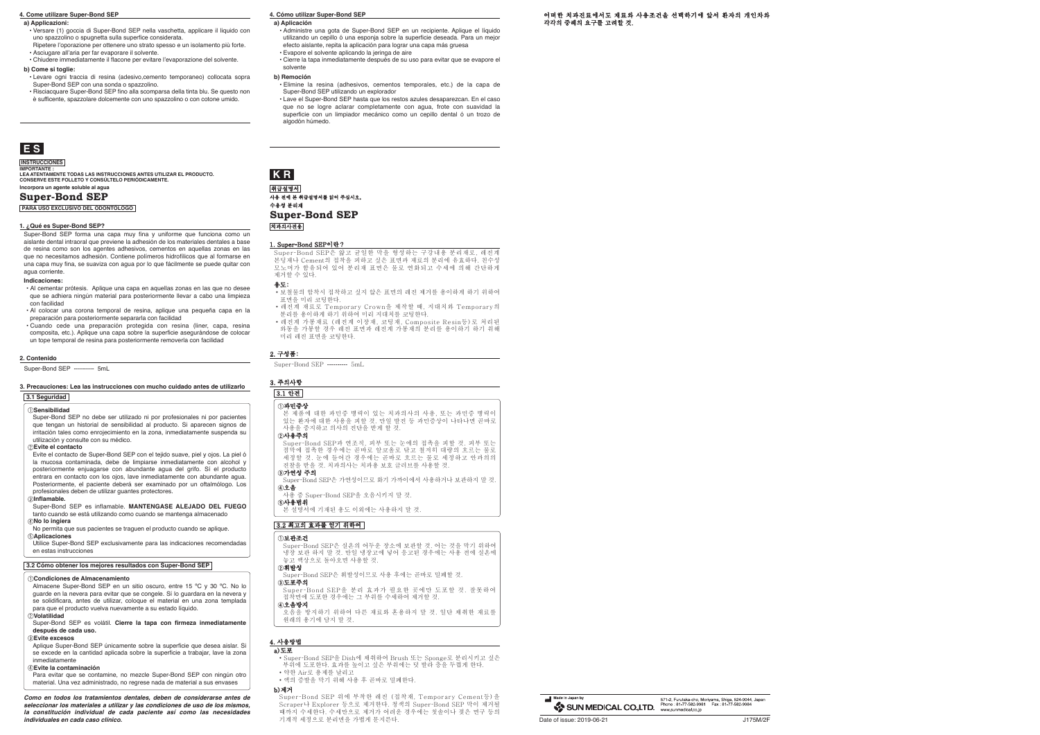## 4. Come utilizzare Super-Bond SEP

**a) Applicazioni:**

- Versare (1) goccia di Super-Bond SEP nella vaschetta, applicare il liquido con uno spazzolino o spugnetta sulla superficie considerata.
  Ripetere l'operazione per ottenere uno strato spesso e un isolamento più forte.
- Asciugare all'aria per far evaporare il solvente.
- Chiudere immediatamente il flacone per evitare l'evaporazione del solvente.

**b) Come si toglie:**

- Levare ogni traccia di resina (adesivo,cemento temporaneo) collocata sopra Super-Bond SEP con una sonda o spazzolino.
- Risciacquare Super-Bond SEP fino alla scomparsa della tinta blu. Se questo non è sufficente, spazzolare dolcemente con uno spazzolino o con cotone umido.

# ES

**INSTRUCCIONES**

**IMPORTANTE :**
**LEA ATENTAMENTE TODAS LAS INSTRUCCIONES ANTES UTILIZAR EL PRODUCTO.**
**CONSERVE ESTE FOLLETO Y CONSÚLTELO PERIÓDICAMENTE.**

**Incorpora un agente soluble al agua**

# Super-Bond SEP

**PARA USO EXCLUSIVO DEL ODONTÓLOGO**

## 1. ¿Qué es Super-Bond SEP?

Super-Bond SEP forma una capa muy fina y uniforme que funciona como un aislante dental intraoral que previene la adhesión de los materiales dentales a base de resina como son los agentes adhesivos, cementos en aquellas zonas en las que no se necesitamos adhesión. Contiene polímeros hidrofílicos que al formarse en una capa muy fina, se suaviza con agua por lo que fácilmente se puede quitar con agua corriente.

**Indicaciones:**

- Al cementar prótesis. Aplique una capa en aquellas zonas en las que no desee que se adhiera ningún material para posteriormente llevar a cabo una limpieza con facilidad
- Al colocar una corona temporal de resina, aplique una pequeña capa en la preparación para posteriormente separarla con facilidad
- Cuando cede una preparación protegida con resina (liner, capa, resina composita, etc.). Aplique una capa sobre la superficie asegurándose de colocar un tope temporal de resina para posteriormente removerla con facilidad

## 2. Contenido

Super-Bond SEP ---------- 5mL

## 3. Precauciones: Lea las instrucciones con mucho cuidado antes de utilizarlo

### 3.1 Seguridad

①**Sensibilidad**
Super-Bond SEP no debe ser utilizado ni por profesionales ni por pacientes que tengan un historial de sensibilidad al producto. Si aparecen signos de irritación tales como enrojecimiento en la zona, inmediatamente suspenda su utilización y consulte con su médico.

②**Evite el contacto**
Evite el contacto de Super-Bond SEP con el tejido suave, piel y ojos. La piel ó la mucosa contaminada, debe de limpiarse inmediatamente con alcohol y posteriormente enjuagarse con abundante agua del grifo. Si el producto entrara en contacto con los ojos, lave inmediatamente con abundante agua. Posteriormente, el paciente deberá ser examinado por un oftalmólogo. Los profesionales deben de utilizar guantes protectores.

③**Inflamable.**
Super-Bond SEP es inflamable. **MANTENGASE ALEJADO DEL FUEGO** tanto cuando se está utilizando como cuando se mantenga almacenado

④**No lo ingiera**
No permita que sus pacientes se traguen el producto cuando se aplique.

⑤**Aplicaciones**
Utilice Super-Bond SEP exclusivamente para las indicaciones recomendadas en estas instrucciones

### 3.2 Cómo obtener los mejores resultados con Super-Bond SEP

①**Condiciones de Almacenamiento**
Almacene Super-Bond SEP en un sitio oscuro, entre 15 ºC y 30 ºC. No lo guarde en la nevera para evitar que se congele. Si lo guardara en la nevera y se solidificara, antes de utilizar, coloque el material en una zona templada para que el producto vuelva nuevamente a su estado líquido.

②**Volatilidad**
Super-Bond SEP es volátil. **Cierre la tapa con firmeza inmediatamente después de cada uso.**

③**Evite excesos**
Aplique Super-Bond SEP únicamente sobre la superficie que desea aislar. Si se excede en la cantidad aplicada sobre la superficie a trabajar, lave la zona inmediatamente

④**Evite la contaminación**
Para evitar que se contamine, no mezcle Super-Bond SEP con ningún otro material. Una vez administrado, no regrese nada de material a sus envases

***Como en todos los tratamientos dentales, deben de considerarse antes de seleccionar los materiales a utilizar y las condiciones de uso de los mismos, la constitución individual de cada paciente así como las necesidades individuales en cada caso clínico.***

## 4. Cómo utilizar Super-Bond SEP

**a) Aplicación**

- Administre una gota de Super-Bond SEP en un recipiente. Aplique el líquido utilizando un cepillo ó una esponja sobre la superficie deseada. Para un mejor efecto aislante, repita la aplicación para lograr una capa más gruesa
- Evapore el solvente aplicando la jeringa de aire
- Cierre la tapa inmediatamente después de su uso para evitar que se evapore el solvente

**b) Remoción**

- Elimine la resina (adhesivos, cementos temporales, etc.) de la capa de Super-Bond SEP utilizando un explorador
- Lave el Super-Bond SEP hasta que los restos azules desaparezcan. En el caso que no se logre aclarar completamente con agua, frote con suavidad la superficie con un limpiador mecánico como un cepillo dental ó un trozo de algodón húmedo.

# KR

**취급설명서**

**사용 전에 본 취급설명서를 읽어 주십시오.**

**수용성 분리제**

# Super-Bond SEP

**치과의사전용**

## 1. Super-Bond SEP이란?

Super-Bond SEP은 얇고 균일한 막을 형성하는 구강내용 분리제로, 레진계 본딩재나 Cement의 접착을 피하고 싶은 표면과 재료의 분리에 유효하다. 친수성 모노머가 함유되어 있어 분리제 표면은 물로 연화되고 수세에 의해 간단하게 제거할 수 있다.

**용도:**

- 보철물의 합착시 접착하고 싶지 않은 표면의 레진 제거를 용이하게 하기 위하여 표면을 미리 코팅한다.
- 레진계 재료로 Temporary Crown을 제작할 때, 지대치와 Temporary의 분리를 용이하게 하기 위하여 미리 지대치를 코팅한다.
- 레진계 가봉재료 (레진계 이장재, 코팅제, Composite Resin등)로 처리된 와동을 가봉할 경우 레진 표면과 레진계 가봉재의 분리를 용이하기 하기 위해 미리 레진 표면을 코팅한다.

## 2. 구성품:

Super-Bond SEP ---------- 5mL

## 3. 주의사항

### 3.1 안전

①**과민증상**
본 제품에 대한 과민증 병력이 있는 치과의사의 사용, 또는 과민증 병력이 있는 환자에 대한 사용을 피할 것. 만일 발진 등 과민증상이 나타나면 곧바로 사용을 중지하고 의사의 진단을 받게 할 것.

②**사용주의**
Super-Bond SEP과 연조직, 피부 또는 눈에의 접촉을 피할 것. 피부 또는 점막에 접촉한 경우에는 곧바로 알코올로 닦고 철저히 대량의 흐르는 물로 세정할 것. 눈에 들어간 경우에는 곧바로 흐르는 물로 세정하고 안과의의 진찰을 받을 것. 치과의사는 치과용 보호 글러브를 사용할 것.

③**가연성 주의**
Super-Bond SEP은 가연성이므로 화기 가까이에서 사용하거나 보관하지 말 것.

④**오음**
사용 중 Super-Bond SEP을 오음시키지 말 것.

⑤**사용범위**
본 설명서에 기재된 용도 이외에는 사용하지 말 것.

### 3.2 최고의 효과를 얻기 위하여

①**보관조건**
Super-Bond SEP은 실온의 어두운 장소에 보관할 것. 어는 것을 막기 위하여 냉장 보관 하지 말 것. 만일 냉장고에 넣어 응고된 경우에는 사용 전에 실온에 놓고 액상으로 돌아오면 사용할 것.

②**휘발성**
Super-Bond SEP은 휘발성이므로 사용 후에는 곧바로 밀폐할 것.

③**도포주의**
Super-Bond SEP을 분리 효과가 필요한 곳에만 도포할 것. 잘못하여 접착면에 도포한 경우에는 그 부위를 수세하여 제거할 것.

④**오염방지**
오염을 방지하기 위하여 다른 재료와 혼용하지 말 것. 일단 채취한 재료를 원래의 용기에 담지 말 것.

## 4. 사용방법

**a)도포**

- Super-Bond SEP을 Dish에 채취하여 Brush 또는 Sponge로 분리시키고 싶은 부위에 도포한다. 효과를 높이고 싶은 부위에는 덧 발라 층을 두껍게 한다.
- 약한 Air로 용제를 날리고
- 액의 증발을 막기 위해 사용 후 곧바로 밀폐한다.

**b)제거**

Super-Bond SEP 위에 부착한 레진 (접착제, Temporary Cement등)을 Scraper나 Explorer 등으로 제거한다. 청색의 Super-Bond SEP 막이 제거될 때까지 수세한다. 수세만으로 제거가 어려운 경우에는 칫솔이나 젖은 면구 등의 기계적 세정으로 분리면을 가볍게 문지른다.

**어떠한 치과진료에서도 재료와 사용조건을 선택하기에 앞서 환자의 개인차와 각각의 증례의 요구를 고려할 것.**

Made in Japan by
SUN MEDICAL CO.,LTD.
571-2, Furutaka-cho, Moriyama, Shiga, 524-0044, Japan
Phone : 81-77-582-9981 Fax : 81-77-582-9984
www.sunmedical.co.jp

Date of issue: 2019-06-21

J175M/2F